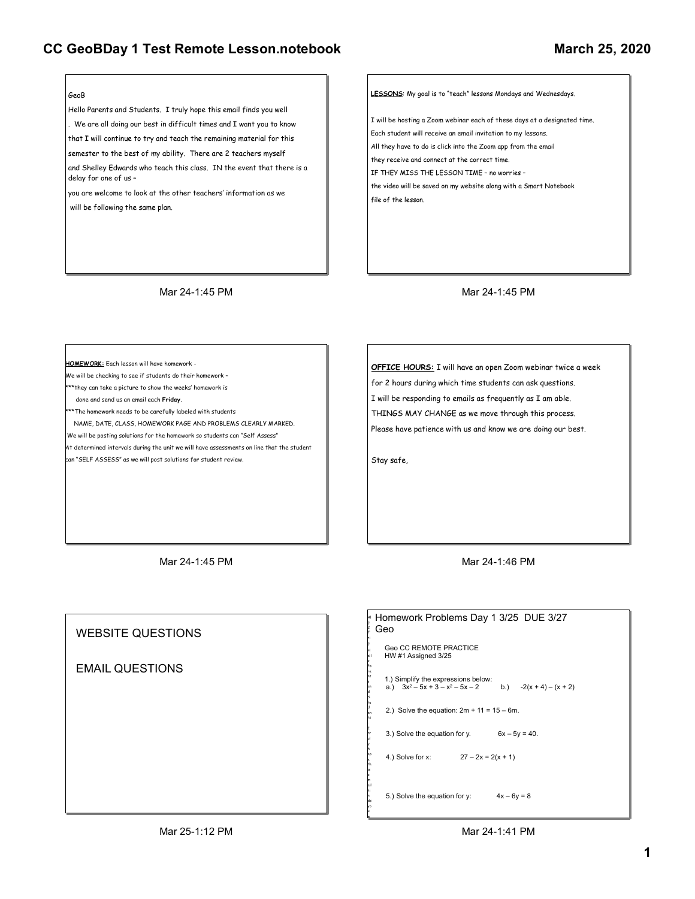GeoB

Hello Parents and Students. I truly hope this email finds you well

. We are all doing our best in difficult times and I want you to know

that I will continue to try and teach the remaining material for this

semester to the best of my ability. There are 2 teachers myself

and Shelley Edwards who teach this class. IN the event that there is a delay for one of us –

you are welcome to look at the other teachers' information as we

will be following the same plan.

Mar 24-1:45 PM

**LESSONS**: My goal is to "teach" lessons Mondays and Wednesdays.

I will be hosting a Zoom webinar each of these days at a designated time.

Each student will receive an email invitation to my lessons.

All they have to do is click into the Zoom app from the email

they receive and connect at the correct time.

IF THEY MISS THE LESSON TIME – no worries –

the video will be saved on my website along with a Smart Notebook

file of the lesson.

Mar 24-1:45 PM

**HOMEWORK:** Each lesson will have homework -

We will be checking to see if students do their homework –

***they can take a picture to show the weeks' homework is

done and send us an email each **Friday**.

***The homework needs to be carefully labeled with students

NAME, DATE, CLASS, HOMEWORK PAGE AND PROBLEMS CLEARLY MARKED.

We will be posting solutions for the homework so students can "Self Assess"

At determined intervals during the unit we will have assessments on line that the student can "SELF ASSESS" as we will post solutions for student review.

Mar 24-1:45 PM

**OFFICE HOURS:** I will have an open Zoom webinar twice a week

for 2 hours during which time students can ask questions.

I will be responding to emails as frequently as I am able.

THINGS MAY CHANGE as we move through this process.

Please have patience with us and know we are doing our best.

Stay safe,

Mar 24-1:46 PM

WEBSITE QUESTIONS

EMAIL QUESTIONS

Mar 25-1:12 PM

Homework Problems Day 1 3/25 DUE 3/27
Geo

Geo CC REMOTE PRACTICE
HW #1 Assigned 3/25

1.) Simplify the expressions below:
a.) $3x^2 – 5x + 3 – x^2 – 5x – 2$ b.) $-2(x + 4) – (x + 2)$

2.) Solve the equation: $2m + 11 = 15 – 6m$.

3.) Solve the equation for y. $6x – 5y = 40$.

4.) Solve for x: $27 – 2x = 2(x + 1)$

5.) Solve the equation for y: $4x – 6y = 8$

Mar 24-1:41 PM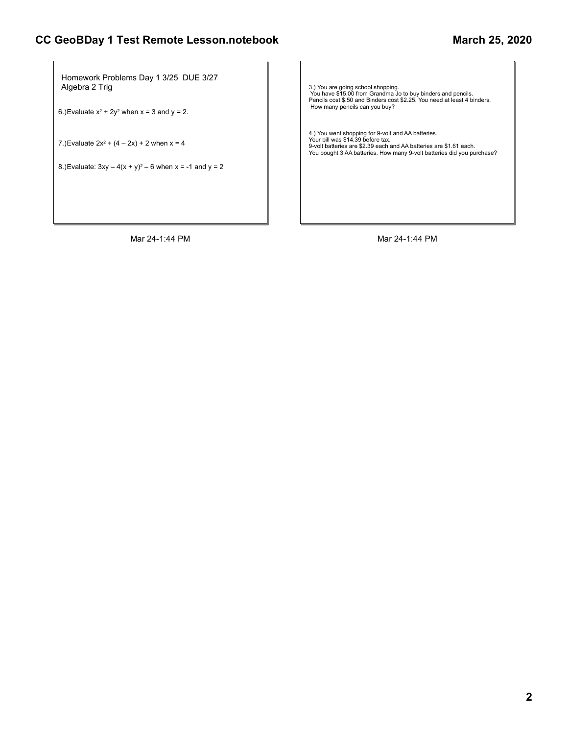Homework Problems Day 1 3/25  DUE 3/27
Algebra 2 Trig

6.)Evaluate $x^2 + 2y^2$ when $x = 3$ and $y = 2$.

7.)Evaluate $2x^2 \div (4 - 2x) + 2$ when $x = 4$

8.)Evaluate: $3xy - 4(x + y)^2 - 6$ when $x = -1$ and $y = 2$

Mar 24-1:44 PM

3.) You are going school shopping.
You have $15.00 from Grandma Jo to buy binders and pencils.
Pencils cost $.50 and Binders cost $2.25. You need at least 4 binders.
How many pencils can you buy?

4.) You went shopping for 9-volt and AA batteries.
Your bill was $14.39 before tax.
9-volt batteries are $2.39 each and AA batteries are $1.61 each.
You bought 3 AA batteries. How many 9-volt batteries did you purchase?

Mar 24-1:44 PM